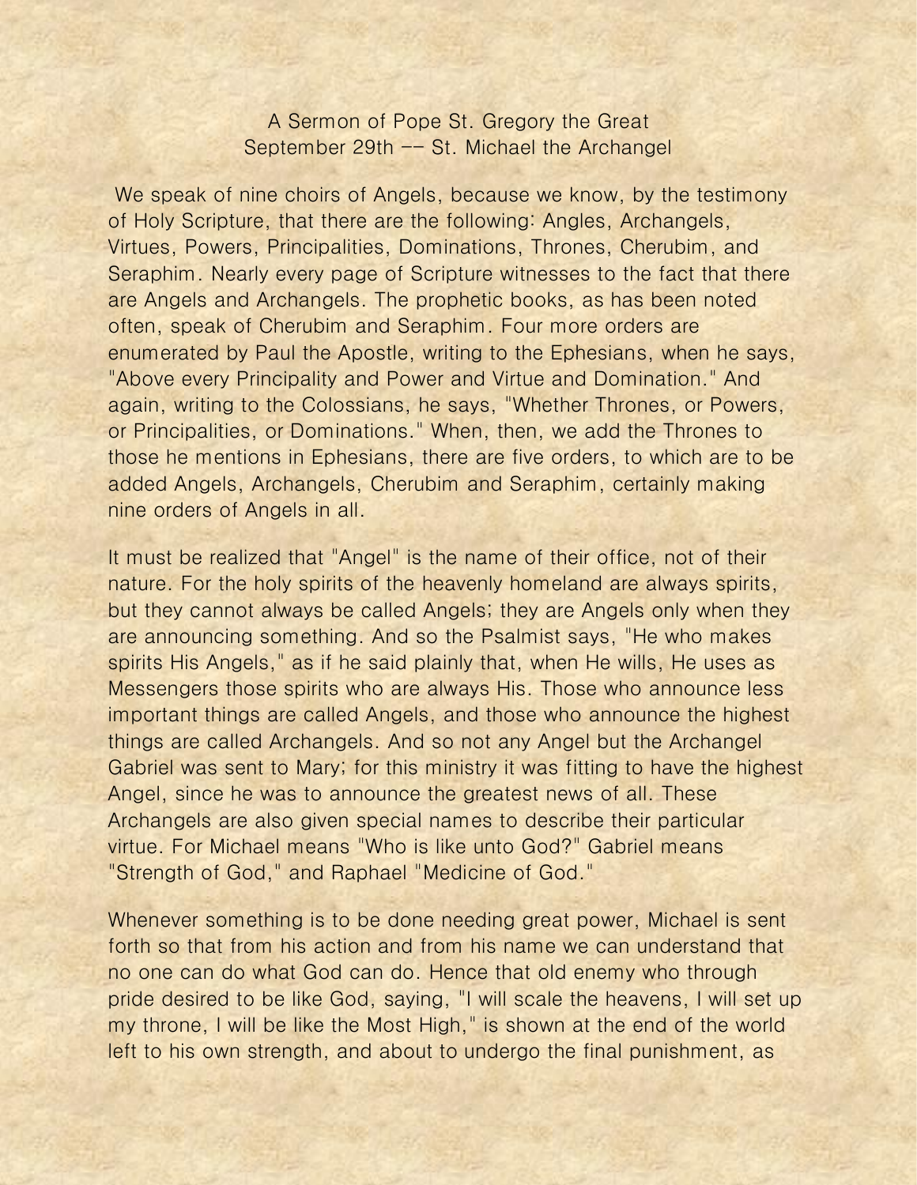# A Sermon of Pope St. Gregory the Great
## September 29th -- St. Michael the Archangel

We speak of nine choirs of Angels, because we know, by the testimony of Holy Scripture, that there are the following: Angles, Archangels, Virtues, Powers, Principalities, Dominations, Thrones, Cherubim, and Seraphim. Nearly every page of Scripture witnesses to the fact that there are Angels and Archangels. The prophetic books, as has been noted often, speak of Cherubim and Seraphim. Four more orders are enumerated by Paul the Apostle, writing to the Ephesians, when he says, "Above every Principality and Power and Virtue and Domination." And again, writing to the Colossians, he says, "Whether Thrones, or Powers, or Principalities, or Dominations." When, then, we add the Thrones to those he mentions in Ephesians, there are five orders, to which are to be added Angels, Archangels, Cherubim and Seraphim, certainly making nine orders of Angels in all.

It must be realized that "Angel" is the name of their office, not of their nature. For the holy spirits of the heavenly homeland are always spirits, but they cannot always be called Angels; they are Angels only when they are announcing something. And so the Psalmist says, "He who makes spirits His Angels," as if he said plainly that, when He wills, He uses as Messengers those spirits who are always His. Those who announce less important things are called Angels, and those who announce the highest things are called Archangels. And so not any Angel but the Archangel Gabriel was sent to Mary; for this ministry it was fitting to have the highest Angel, since he was to announce the greatest news of all. These Archangels are also given special names to describe their particular virtue. For Michael means "Who is like unto God?" Gabriel means "Strength of God," and Raphael "Medicine of God."

Whenever something is to be done needing great power, Michael is sent forth so that from his action and from his name we can understand that no one can do what God can do. Hence that old enemy who through pride desired to be like God, saying, "I will scale the heavens, I will set up my throne, I will be like the Most High," is shown at the end of the world left to his own strength, and about to undergo the final punishment, as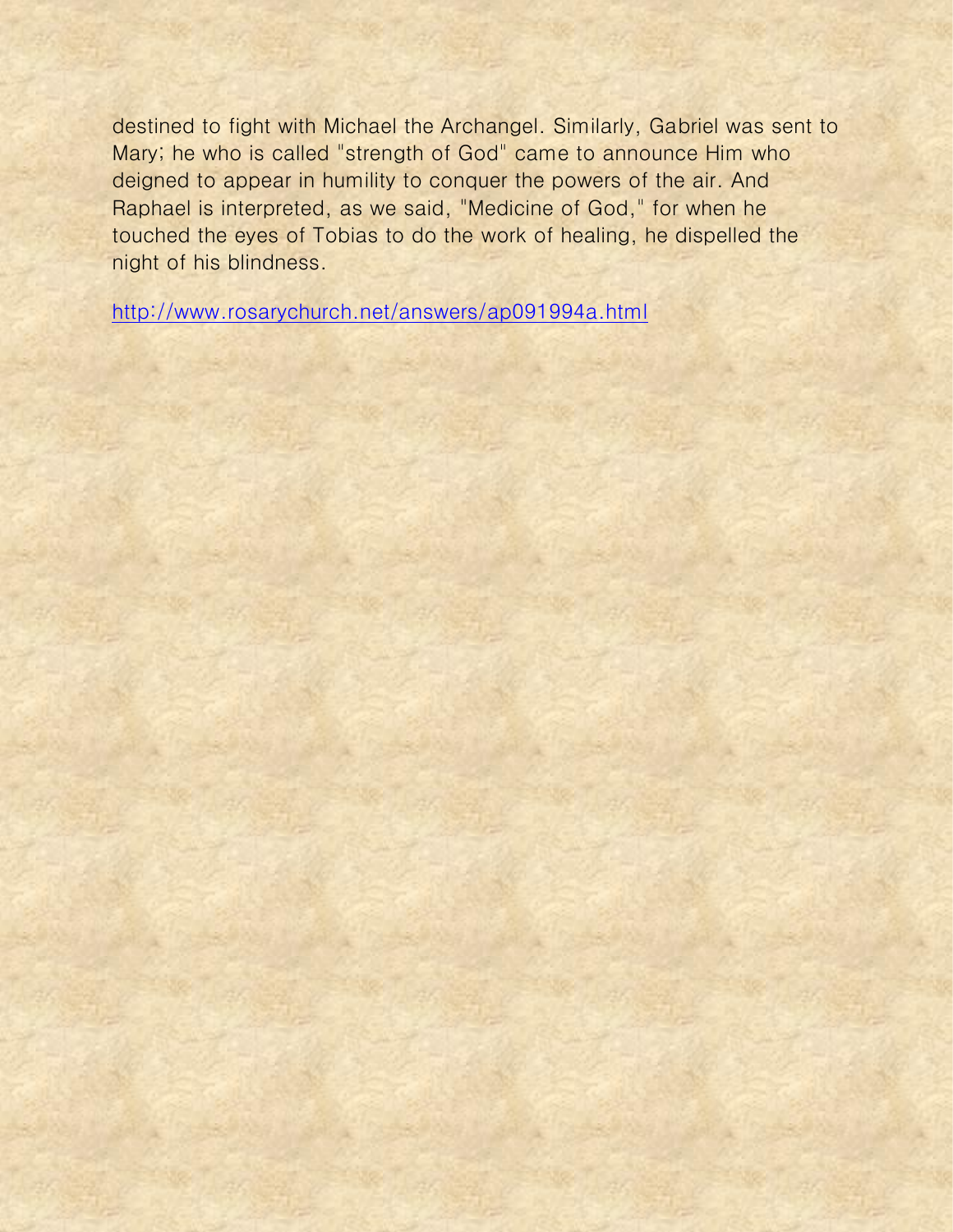destined to fight with Michael the Archangel. Similarly, Gabriel was sent to Mary; he who is called "strength of God" came to announce Him who deigned to appear in humility to conquer the powers of the air. And Raphael is interpreted, as we said, "Medicine of God," for when he touched the eyes of Tobias to do the work of healing, he dispelled the night of his blindness.

[http://www.rosarychurch.net/answers/ap091994a.html](http://www.rosarychurch.net/answers/ap091994a.html)